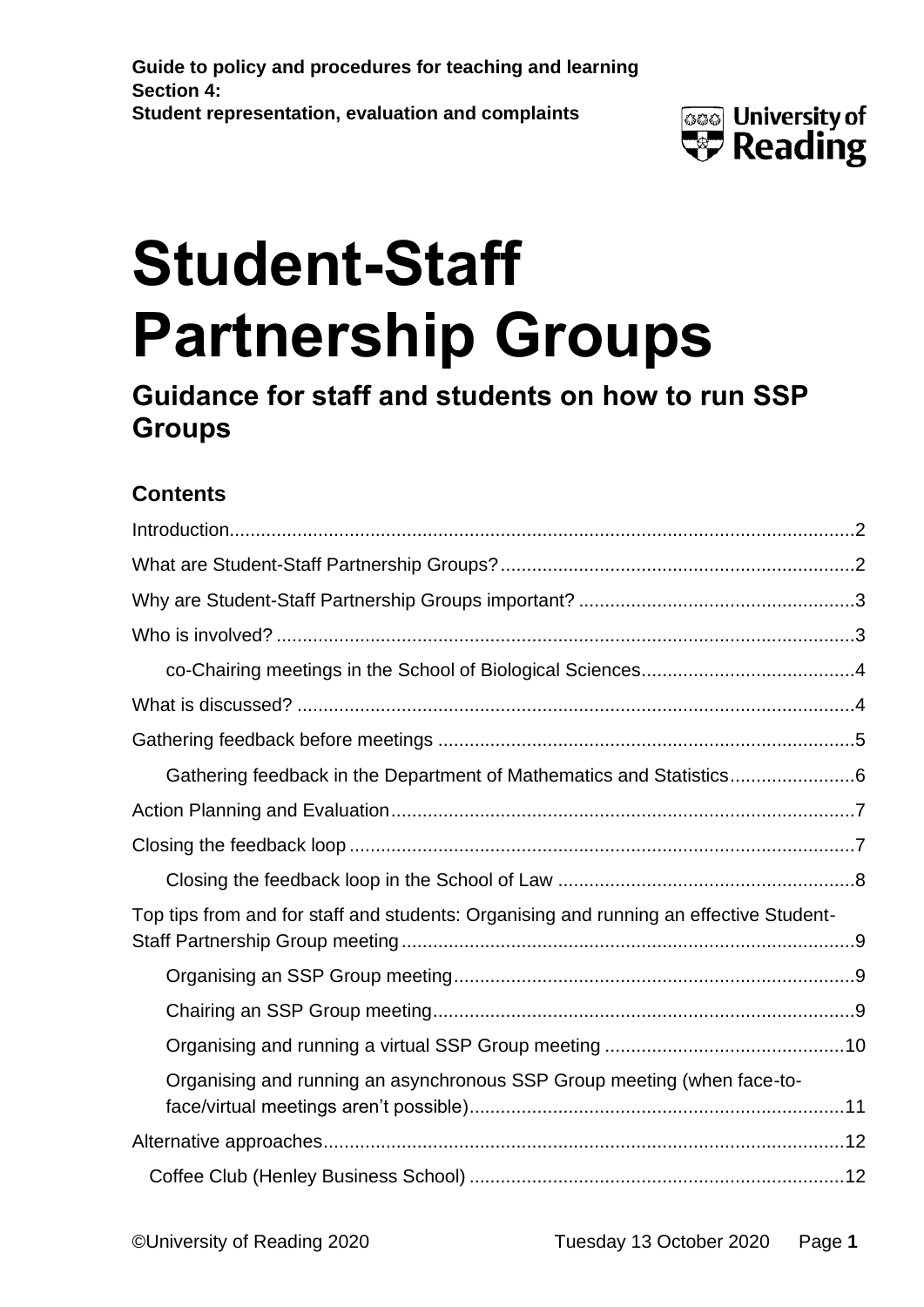**Guide to policy and procedures for teaching and learning**
**Section 4:**
**Student representation, evaluation and complaints**

# Student-Staff Partnership Groups

## Guidance for staff and students on how to run SSP Groups

### Contents

Introduction.........................................................................................................................2

What are Student-Staff Partnership Groups?....................................................................2

Why are Student-Staff Partnership Groups important? .....................................................3

Who is involved? ...............................................................................................................3

co-Chairing meetings in the School of Biological Sciences.........................................4

What is discussed? ............................................................................................................4

Gathering feedback before meetings ................................................................................5

Gathering feedback in the Department of Mathematics and Statistics........................6

Action Planning and Evaluation.........................................................................................7

Closing the feedback loop .................................................................................................7

Closing the feedback loop in the School of Law .........................................................8

Top tips from and for staff and students: Organising and running an effective Student-Staff Partnership Group meeting.......................................................................................9

Organising an SSP Group meeting............................................................................9

Chairing an SSP Group meeting.................................................................................9

Organising and running a virtual SSP Group meeting ..............................................10

Organising and running an asynchronous SSP Group meeting (when face-to-face/virtual meetings aren't possible)........................................................................11

Alternative approaches....................................................................................................12

Coffee Club (Henley Business School) ........................................................................12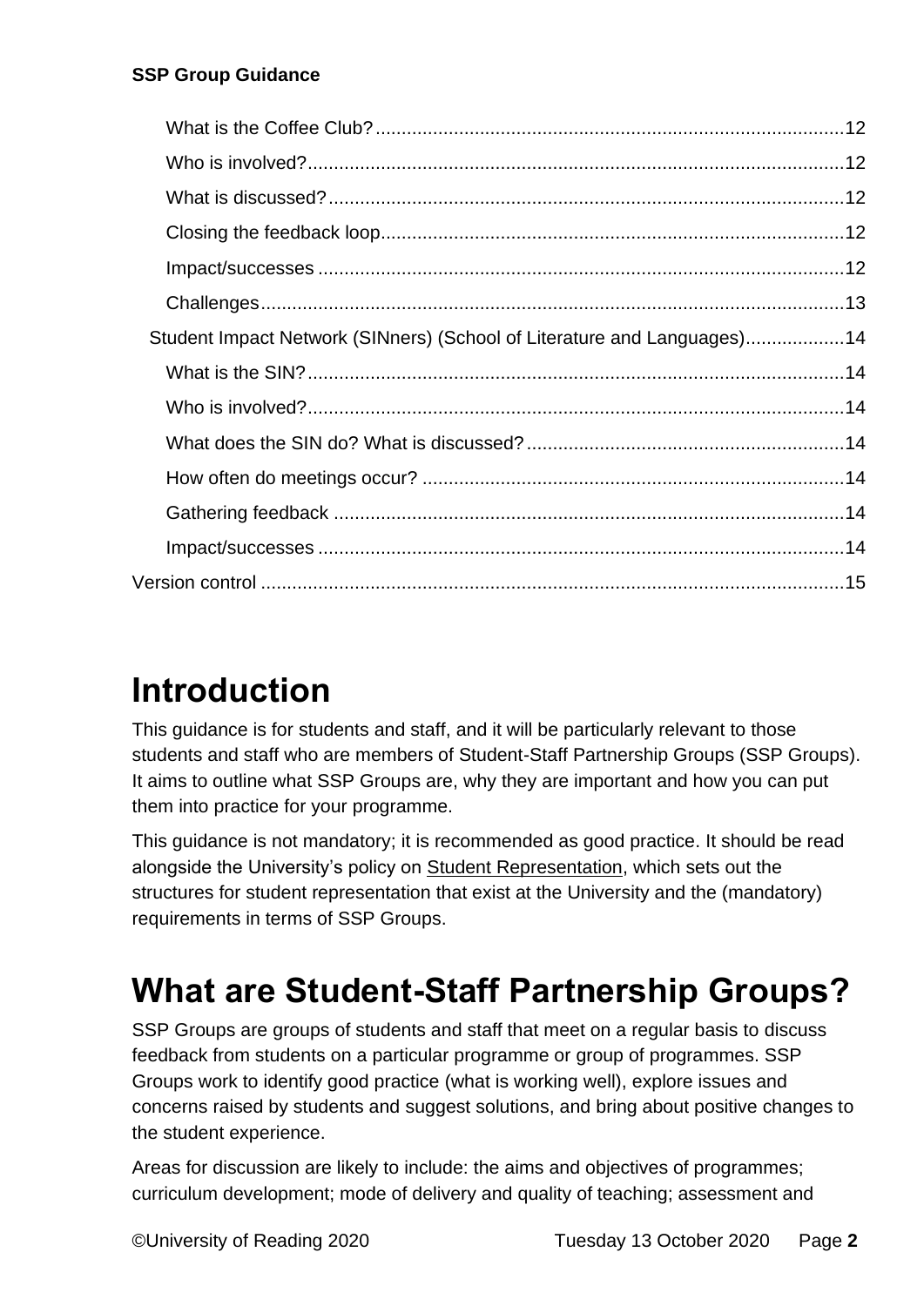What is the Coffee Club? ......................................................................................... 12

Who is involved? ....................................................................................................... 12

What is discussed? ................................................................................................... 12

Closing the feedback loop ......................................................................................... 12

Impact/successes ..................................................................................................... 12

Challenges ................................................................................................................ 13

Student Impact Network (SINners) (School of Literature and Languages) ................... 14

What is the SIN? ....................................................................................................... 14

Who is involved? ....................................................................................................... 14

What does the SIN do? What is discussed? ............................................................. 14

How often do meetings occur? ................................................................................. 14

Gathering feedback .................................................................................................. 14

Impact/successes ..................................................................................................... 14

Version control ................................................................................................................ 15

# Introduction

This guidance is for students and staff, and it will be particularly relevant to those students and staff who are members of Student-Staff Partnership Groups (SSP Groups). It aims to outline what SSP Groups are, why they are important and how you can put them into practice for your programme.

This guidance is not mandatory; it is recommended as good practice. It should be read alongside the University's policy on Student Representation, which sets out the structures for student representation that exist at the University and the (mandatory) requirements in terms of SSP Groups.

# What are Student-Staff Partnership Groups?

SSP Groups are groups of students and staff that meet on a regular basis to discuss feedback from students on a particular programme or group of programmes. SSP Groups work to identify good practice (what is working well), explore issues and concerns raised by students and suggest solutions, and bring about positive changes to the student experience.

Areas for discussion are likely to include: the aims and objectives of programmes; curriculum development; mode of delivery and quality of teaching; assessment and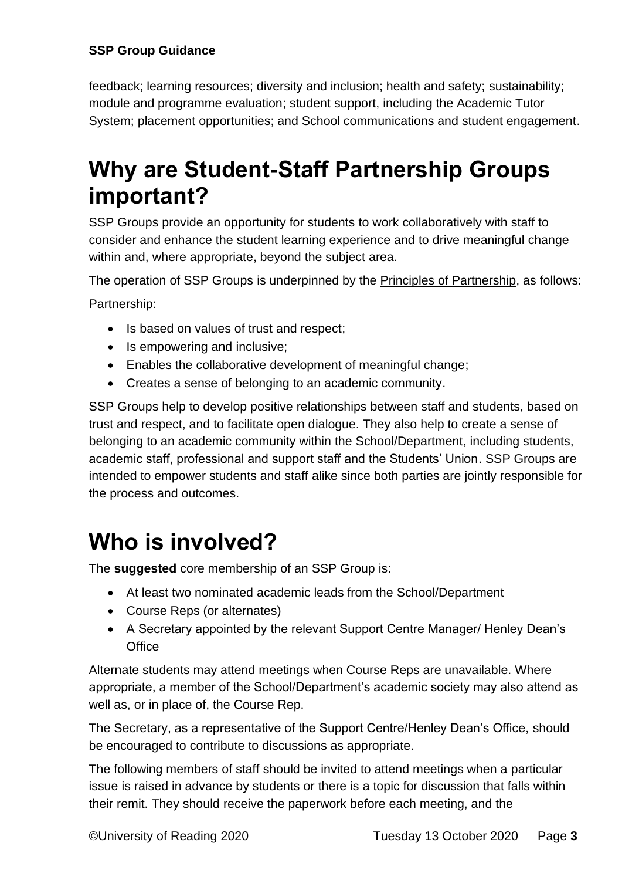feedback; learning resources; diversity and inclusion; health and safety; sustainability; module and programme evaluation; student support, including the Academic Tutor System; placement opportunities; and School communications and student engagement.

# Why are Student-Staff Partnership Groups important?

SSP Groups provide an opportunity for students to work collaboratively with staff to consider and enhance the student learning experience and to drive meaningful change within and, where appropriate, beyond the subject area.

The operation of SSP Groups is underpinned by the Principles of Partnership, as follows:

Partnership:

- Is based on values of trust and respect;
- Is empowering and inclusive;
- Enables the collaborative development of meaningful change;
- Creates a sense of belonging to an academic community.

SSP Groups help to develop positive relationships between staff and students, based on trust and respect, and to facilitate open dialogue. They also help to create a sense of belonging to an academic community within the School/Department, including students, academic staff, professional and support staff and the Students' Union. SSP Groups are intended to empower students and staff alike since both parties are jointly responsible for the process and outcomes.

# Who is involved?

The **suggested** core membership of an SSP Group is:

- At least two nominated academic leads from the School/Department
- Course Reps (or alternates)
- A Secretary appointed by the relevant Support Centre Manager/ Henley Dean's Office

Alternate students may attend meetings when Course Reps are unavailable. Where appropriate, a member of the School/Department's academic society may also attend as well as, or in place of, the Course Rep.

The Secretary, as a representative of the Support Centre/Henley Dean's Office, should be encouraged to contribute to discussions as appropriate.

The following members of staff should be invited to attend meetings when a particular issue is raised in advance by students or there is a topic for discussion that falls within their remit. They should receive the paperwork before each meeting, and the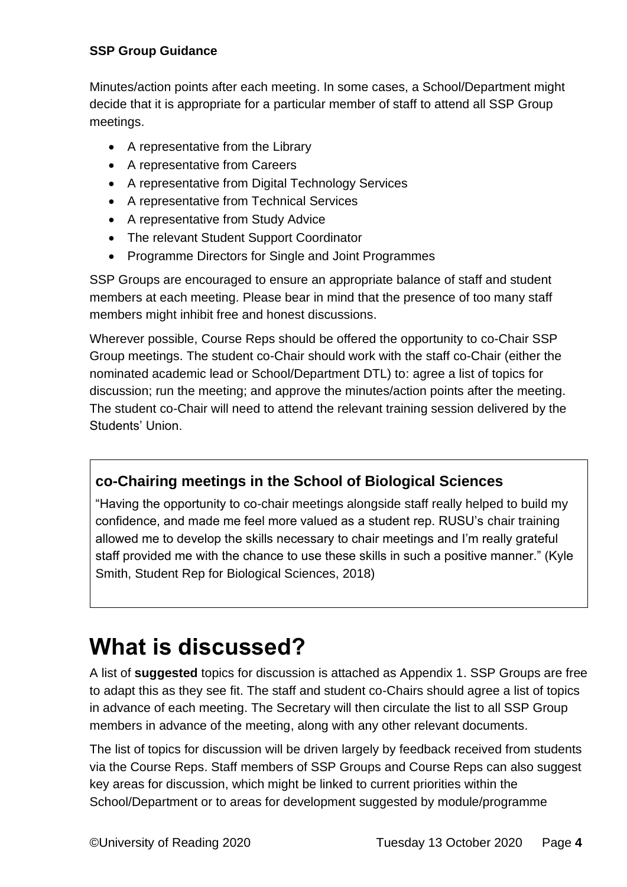Minutes/action points after each meeting. In some cases, a School/Department might decide that it is appropriate for a particular member of staff to attend all SSP Group meetings.

- A representative from the Library
- A representative from Careers
- A representative from Digital Technology Services
- A representative from Technical Services
- A representative from Study Advice
- The relevant Student Support Coordinator
- Programme Directors for Single and Joint Programmes

SSP Groups are encouraged to ensure an appropriate balance of staff and student members at each meeting. Please bear in mind that the presence of too many staff members might inhibit free and honest discussions.

Wherever possible, Course Reps should be offered the opportunity to co-Chair SSP Group meetings. The student co-Chair should work with the staff co-Chair (either the nominated academic lead or School/Department DTL) to: agree a list of topics for discussion; run the meeting; and approve the minutes/action points after the meeting. The student co-Chair will need to attend the relevant training session delivered by the Students' Union.

### co-Chairing meetings in the School of Biological Sciences

"Having the opportunity to co-chair meetings alongside staff really helped to build my confidence, and made me feel more valued as a student rep. RUSU's chair training allowed me to develop the skills necessary to chair meetings and I'm really grateful staff provided me with the chance to use these skills in such a positive manner." (Kyle Smith, Student Rep for Biological Sciences, 2018)

# What is discussed?

A list of **suggested** topics for discussion is attached as Appendix 1. SSP Groups are free to adapt this as they see fit. The staff and student co-Chairs should agree a list of topics in advance of each meeting. The Secretary will then circulate the list to all SSP Group members in advance of the meeting, along with any other relevant documents.

The list of topics for discussion will be driven largely by feedback received from students via the Course Reps. Staff members of SSP Groups and Course Reps can also suggest key areas for discussion, which might be linked to current priorities within the School/Department or to areas for development suggested by module/programme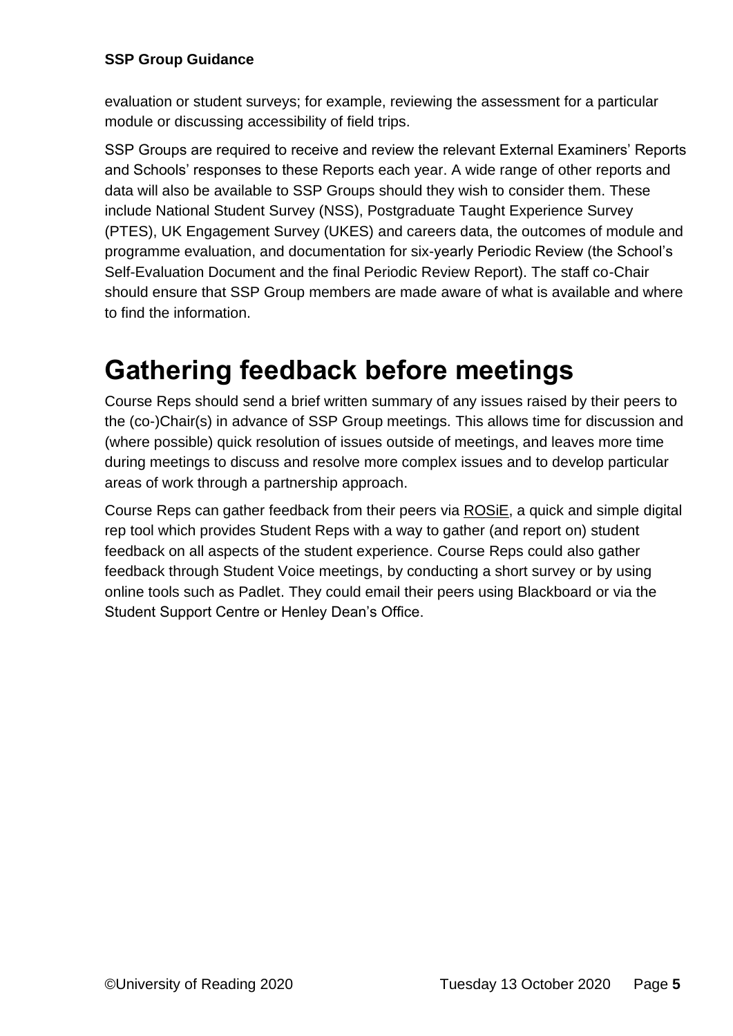evaluation or student surveys; for example, reviewing the assessment for a particular module or discussing accessibility of field trips.

SSP Groups are required to receive and review the relevant External Examiners' Reports and Schools' responses to these Reports each year. A wide range of other reports and data will also be available to SSP Groups should they wish to consider them. These include National Student Survey (NSS), Postgraduate Taught Experience Survey (PTES), UK Engagement Survey (UKES) and careers data, the outcomes of module and programme evaluation, and documentation for six-yearly Periodic Review (the School's Self-Evaluation Document and the final Periodic Review Report). The staff co-Chair should ensure that SSP Group members are made aware of what is available and where to find the information.

# Gathering feedback before meetings

Course Reps should send a brief written summary of any issues raised by their peers to the (co-)Chair(s) in advance of SSP Group meetings. This allows time for discussion and (where possible) quick resolution of issues outside of meetings, and leaves more time during meetings to discuss and resolve more complex issues and to develop particular areas of work through a partnership approach.

Course Reps can gather feedback from their peers via ROSiE, a quick and simple digital rep tool which provides Student Reps with a way to gather (and report on) student feedback on all aspects of the student experience. Course Reps could also gather feedback through Student Voice meetings, by conducting a short survey or by using online tools such as Padlet. They could email their peers using Blackboard or via the Student Support Centre or Henley Dean's Office.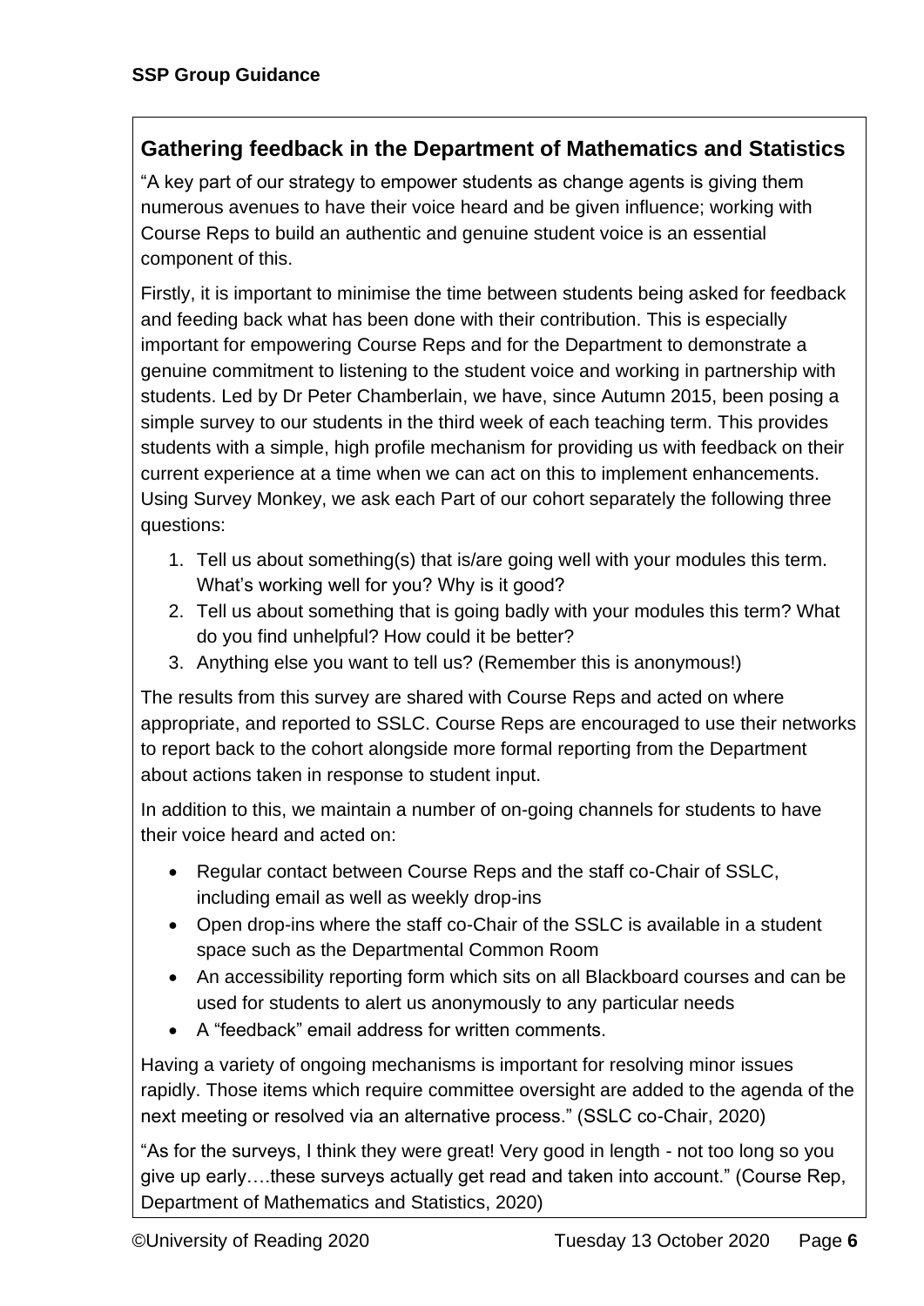## Gathering feedback in the Department of Mathematics and Statistics

"A key part of our strategy to empower students as change agents is giving them numerous avenues to have their voice heard and be given influence; working with Course Reps to build an authentic and genuine student voice is an essential component of this.

Firstly, it is important to minimise the time between students being asked for feedback and feeding back what has been done with their contribution. This is especially important for empowering Course Reps and for the Department to demonstrate a genuine commitment to listening to the student voice and working in partnership with students. Led by Dr Peter Chamberlain, we have, since Autumn 2015, been posing a simple survey to our students in the third week of each teaching term. This provides students with a simple, high profile mechanism for providing us with feedback on their current experience at a time when we can act on this to implement enhancements. Using Survey Monkey, we ask each Part of our cohort separately the following three questions:

1. Tell us about something(s) that is/are going well with your modules this term. What's working well for you? Why is it good?
2. Tell us about something that is going badly with your modules this term? What do you find unhelpful? How could it be better?
3. Anything else you want to tell us? (Remember this is anonymous!)

The results from this survey are shared with Course Reps and acted on where appropriate, and reported to SSLC. Course Reps are encouraged to use their networks to report back to the cohort alongside more formal reporting from the Department about actions taken in response to student input.

In addition to this, we maintain a number of on-going channels for students to have their voice heard and acted on:

- Regular contact between Course Reps and the staff co-Chair of SSLC, including email as well as weekly drop-ins
- Open drop-ins where the staff co-Chair of the SSLC is available in a student space such as the Departmental Common Room
- An accessibility reporting form which sits on all Blackboard courses and can be used for students to alert us anonymously to any particular needs
- A "feedback" email address for written comments.

Having a variety of ongoing mechanisms is important for resolving minor issues rapidly. Those items which require committee oversight are added to the agenda of the next meeting or resolved via an alternative process." (SSLC co-Chair, 2020)

"As for the surveys, I think they were great! Very good in length - not too long so you give up early….these surveys actually get read and taken into account." (Course Rep, Department of Mathematics and Statistics, 2020)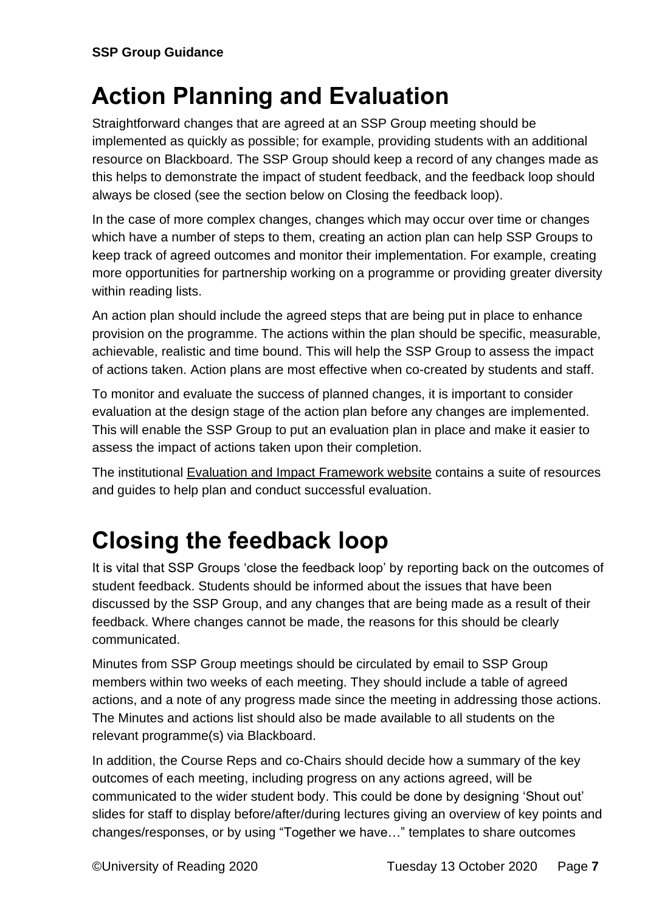# Action Planning and Evaluation

Straightforward changes that are agreed at an SSP Group meeting should be implemented as quickly as possible; for example, providing students with an additional resource on Blackboard. The SSP Group should keep a record of any changes made as this helps to demonstrate the impact of student feedback, and the feedback loop should always be closed (see the section below on Closing the feedback loop).

In the case of more complex changes, changes which may occur over time or changes which have a number of steps to them, creating an action plan can help SSP Groups to keep track of agreed outcomes and monitor their implementation. For example, creating more opportunities for partnership working on a programme or providing greater diversity within reading lists.

An action plan should include the agreed steps that are being put in place to enhance provision on the programme. The actions within the plan should be specific, measurable, achievable, realistic and time bound. This will help the SSP Group to assess the impact of actions taken. Action plans are most effective when co-created by students and staff.

To monitor and evaluate the success of planned changes, it is important to consider evaluation at the design stage of the action plan before any changes are implemented. This will enable the SSP Group to put an evaluation plan in place and make it easier to assess the impact of actions taken upon their completion.

The institutional Evaluation and Impact Framework website contains a suite of resources and guides to help plan and conduct successful evaluation.

# Closing the feedback loop

It is vital that SSP Groups 'close the feedback loop' by reporting back on the outcomes of student feedback. Students should be informed about the issues that have been discussed by the SSP Group, and any changes that are being made as a result of their feedback. Where changes cannot be made, the reasons for this should be clearly communicated.

Minutes from SSP Group meetings should be circulated by email to SSP Group members within two weeks of each meeting. They should include a table of agreed actions, and a note of any progress made since the meeting in addressing those actions. The Minutes and actions list should also be made available to all students on the relevant programme(s) via Blackboard.

In addition, the Course Reps and co-Chairs should decide how a summary of the key outcomes of each meeting, including progress on any actions agreed, will be communicated to the wider student body. This could be done by designing 'Shout out' slides for staff to display before/after/during lectures giving an overview of key points and changes/responses, or by using "Together we have…" templates to share outcomes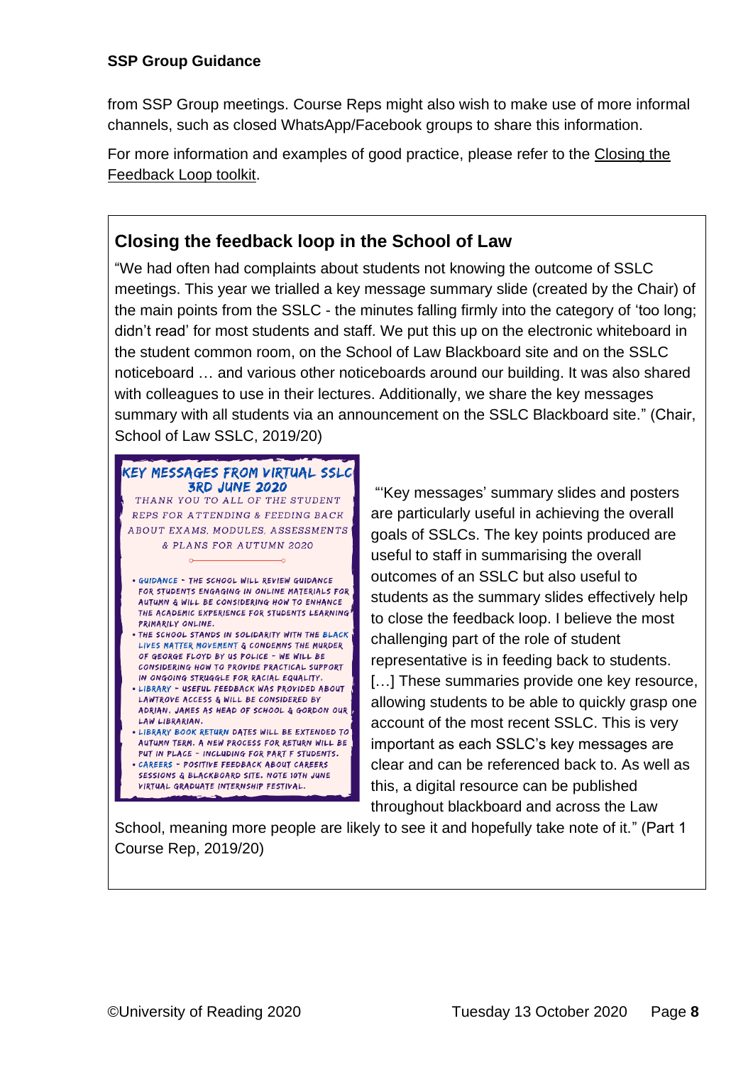from SSP Group meetings. Course Reps might also wish to make use of more informal channels, such as closed WhatsApp/Facebook groups to share this information.

For more information and examples of good practice, please refer to the Closing the Feedback Loop toolkit.

## Closing the feedback loop in the School of Law

"We had often had complaints about students not knowing the outcome of SSLC meetings. This year we trialled a key message summary slide (created by the Chair) of the main points from the SSLC - the minutes falling firmly into the category of 'too long; didn't read' for most students and staff. We put this up on the electronic whiteboard in the student common room, on the School of Law Blackboard site and on the SSLC noticeboard … and various other noticeboards around our building. It was also shared with colleagues to use in their lectures. Additionally, we share the key messages summary with all students via an announcement on the SSLC Blackboard site." (Chair, School of Law SSLC, 2019/20)

**KEY MESSAGES FROM VIRTUAL SSLC**
**3RD JUNE 2020**

THANK YOU TO ALL OF THE STUDENT REPS FOR ATTENDING & FEEDING BACK ABOUT EXAMS, MODULES, ASSESSMENTS & PLANS FOR AUTUMN 2020

- GUIDANCE - THE SCHOOL WILL REVIEW GUIDANCE FOR STUDENTS ENGAGING IN ONLINE MATERIALS FOR AUTUMN & WILL BE CONSIDERING HOW TO ENHANCE THE ACADEMIC EXPERIENCE FOR STUDENTS LEARNING PRIMARILY ONLINE.
- THE SCHOOL STANDS IN SOLIDARITY WITH THE BLACK LIVES MATTER MOVEMENT & CONDEMNS THE MURDER OF GEORGE FLOYD BY US POLICE - WE WILL BE CONSIDERING HOW TO PROVIDE PRACTICAL SUPPORT IN ONGOING STRUGGLE FOR RACIAL EQUALITY.
- LIBRARY - USEFUL FEEDBACK WAS PROVIDED ABOUT LAWTROVE ACCESS & WILL BE CONSIDERED BY ADRIAN, JAMES AS HEAD OF SCHOOL & GORDON OUR LAW LIBRARIAN.
- LIBRARY BOOK RETURN DATES WILL BE EXTENDED TO AUTUMN TERM. A NEW PROCESS FOR RETURN WILL BE PUT IN PLACE - INCLUDING FOR PART F STUDENTS.
- CAREERS - POSITIVE FEEDBACK ABOUT CAREERS SESSIONS & BLACKBOARD SITE. NOTE 10TH JUNE VIRTUAL GRADUATE INTERNSHIP FESTIVAL.

"'Key messages' summary slides and posters are particularly useful in achieving the overall goals of SSLCs. The key points produced are useful to staff in summarising the overall outcomes of an SSLC but also useful to students as the summary slides effectively help to close the feedback loop. I believe the most challenging part of the role of student representative is in feeding back to students. […] These summaries provide one key resource, allowing students to be able to quickly grasp one account of the most recent SSLC. This is very important as each SSLC's key messages are clear and can be referenced back to. As well as this, a digital resource can be published throughout blackboard and across the Law School, meaning more people are likely to see it and hopefully take note of it." (Part 1 Course Rep, 2019/20)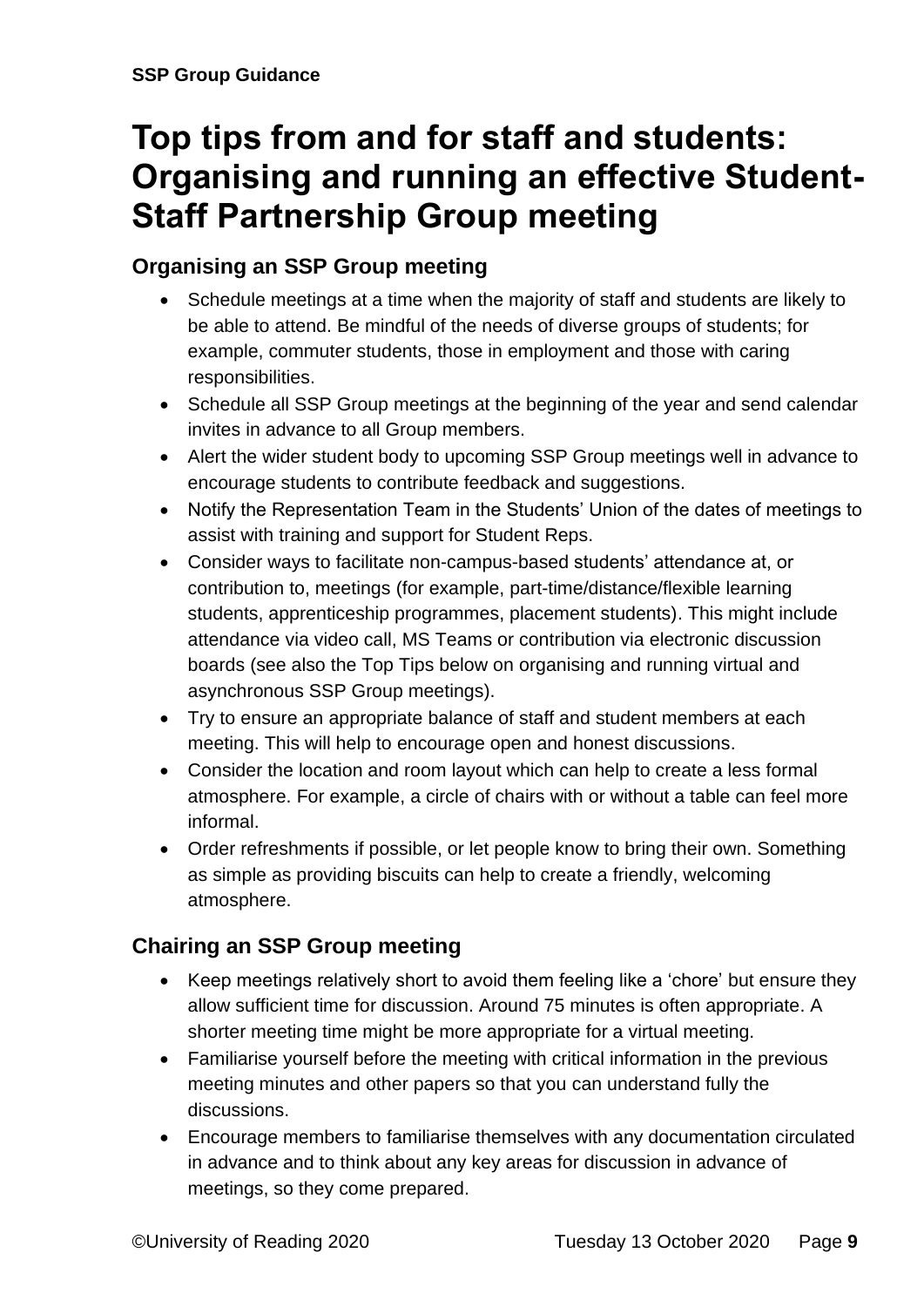# Top tips from and for staff and students: Organising and running an effective Student-Staff Partnership Group meeting

## Organising an SSP Group meeting

- Schedule meetings at a time when the majority of staff and students are likely to be able to attend. Be mindful of the needs of diverse groups of students; for example, commuter students, those in employment and those with caring responsibilities.
- Schedule all SSP Group meetings at the beginning of the year and send calendar invites in advance to all Group members.
- Alert the wider student body to upcoming SSP Group meetings well in advance to encourage students to contribute feedback and suggestions.
- Notify the Representation Team in the Students' Union of the dates of meetings to assist with training and support for Student Reps.
- Consider ways to facilitate non-campus-based students' attendance at, or contribution to, meetings (for example, part-time/distance/flexible learning students, apprenticeship programmes, placement students). This might include attendance via video call, MS Teams or contribution via electronic discussion boards (see also the Top Tips below on organising and running virtual and asynchronous SSP Group meetings).
- Try to ensure an appropriate balance of staff and student members at each meeting. This will help to encourage open and honest discussions.
- Consider the location and room layout which can help to create a less formal atmosphere. For example, a circle of chairs with or without a table can feel more informal.
- Order refreshments if possible, or let people know to bring their own. Something as simple as providing biscuits can help to create a friendly, welcoming atmosphere.

## Chairing an SSP Group meeting

- Keep meetings relatively short to avoid them feeling like a 'chore' but ensure they allow sufficient time for discussion. Around 75 minutes is often appropriate. A shorter meeting time might be more appropriate for a virtual meeting.
- Familiarise yourself before the meeting with critical information in the previous meeting minutes and other papers so that you can understand fully the discussions.
- Encourage members to familiarise themselves with any documentation circulated in advance and to think about any key areas for discussion in advance of meetings, so they come prepared.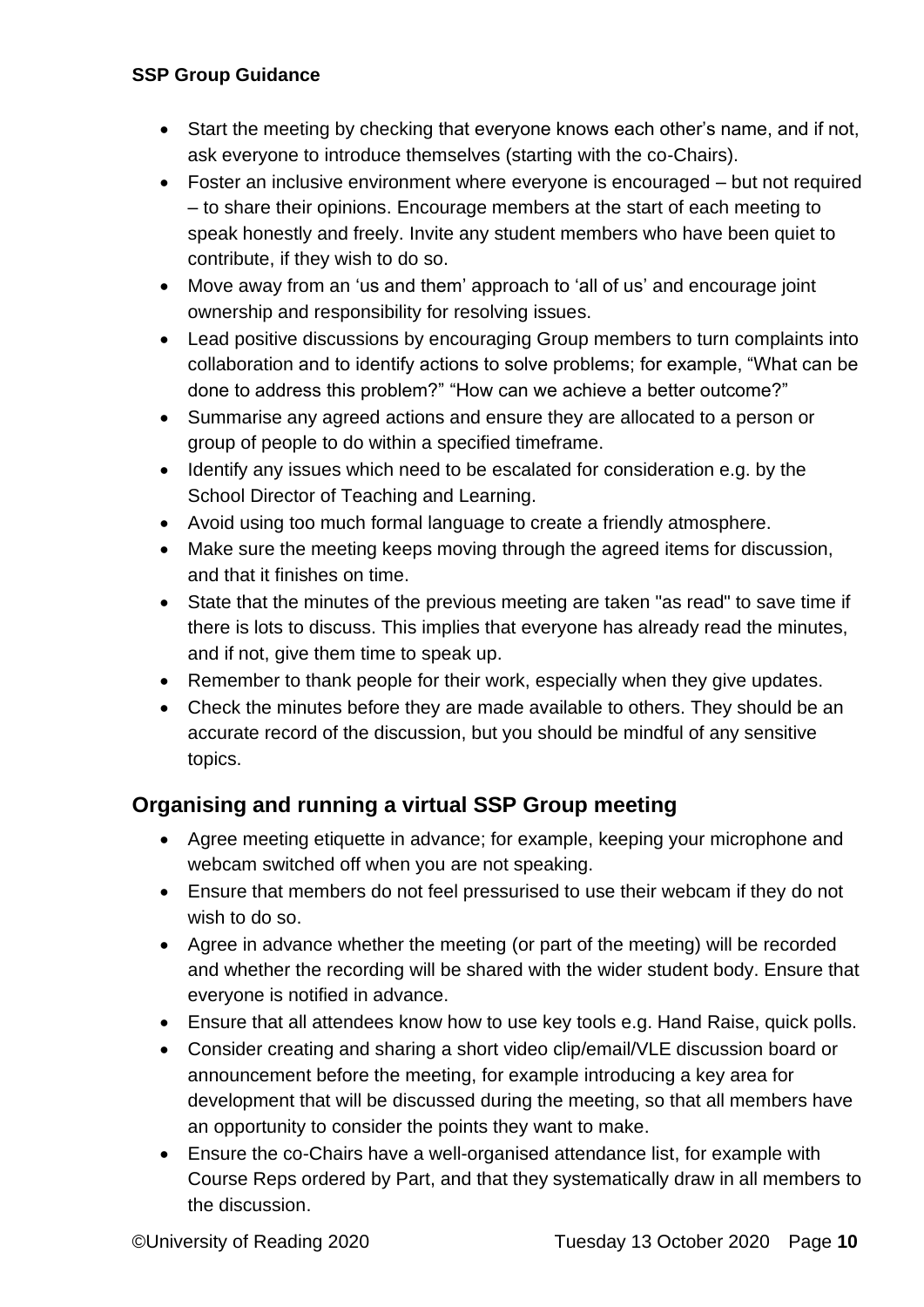- Start the meeting by checking that everyone knows each other's name, and if not, ask everyone to introduce themselves (starting with the co-Chairs).
- Foster an inclusive environment where everyone is encouraged – but not required – to share their opinions. Encourage members at the start of each meeting to speak honestly and freely. Invite any student members who have been quiet to contribute, if they wish to do so.
- Move away from an 'us and them' approach to 'all of us' and encourage joint ownership and responsibility for resolving issues.
- Lead positive discussions by encouraging Group members to turn complaints into collaboration and to identify actions to solve problems; for example, "What can be done to address this problem?" "How can we achieve a better outcome?"
- Summarise any agreed actions and ensure they are allocated to a person or group of people to do within a specified timeframe.
- Identify any issues which need to be escalated for consideration e.g. by the School Director of Teaching and Learning.
- Avoid using too much formal language to create a friendly atmosphere.
- Make sure the meeting keeps moving through the agreed items for discussion, and that it finishes on time.
- State that the minutes of the previous meeting are taken "as read" to save time if there is lots to discuss. This implies that everyone has already read the minutes, and if not, give them time to speak up.
- Remember to thank people for their work, especially when they give updates.
- Check the minutes before they are made available to others. They should be an accurate record of the discussion, but you should be mindful of any sensitive topics.

## Organising and running a virtual SSP Group meeting

- Agree meeting etiquette in advance; for example, keeping your microphone and webcam switched off when you are not speaking.
- Ensure that members do not feel pressurised to use their webcam if they do not wish to do so.
- Agree in advance whether the meeting (or part of the meeting) will be recorded and whether the recording will be shared with the wider student body. Ensure that everyone is notified in advance.
- Ensure that all attendees know how to use key tools e.g. Hand Raise, quick polls.
- Consider creating and sharing a short video clip/email/VLE discussion board or announcement before the meeting, for example introducing a key area for development that will be discussed during the meeting, so that all members have an opportunity to consider the points they want to make.
- Ensure the co-Chairs have a well-organised attendance list, for example with Course Reps ordered by Part, and that they systematically draw in all members to the discussion.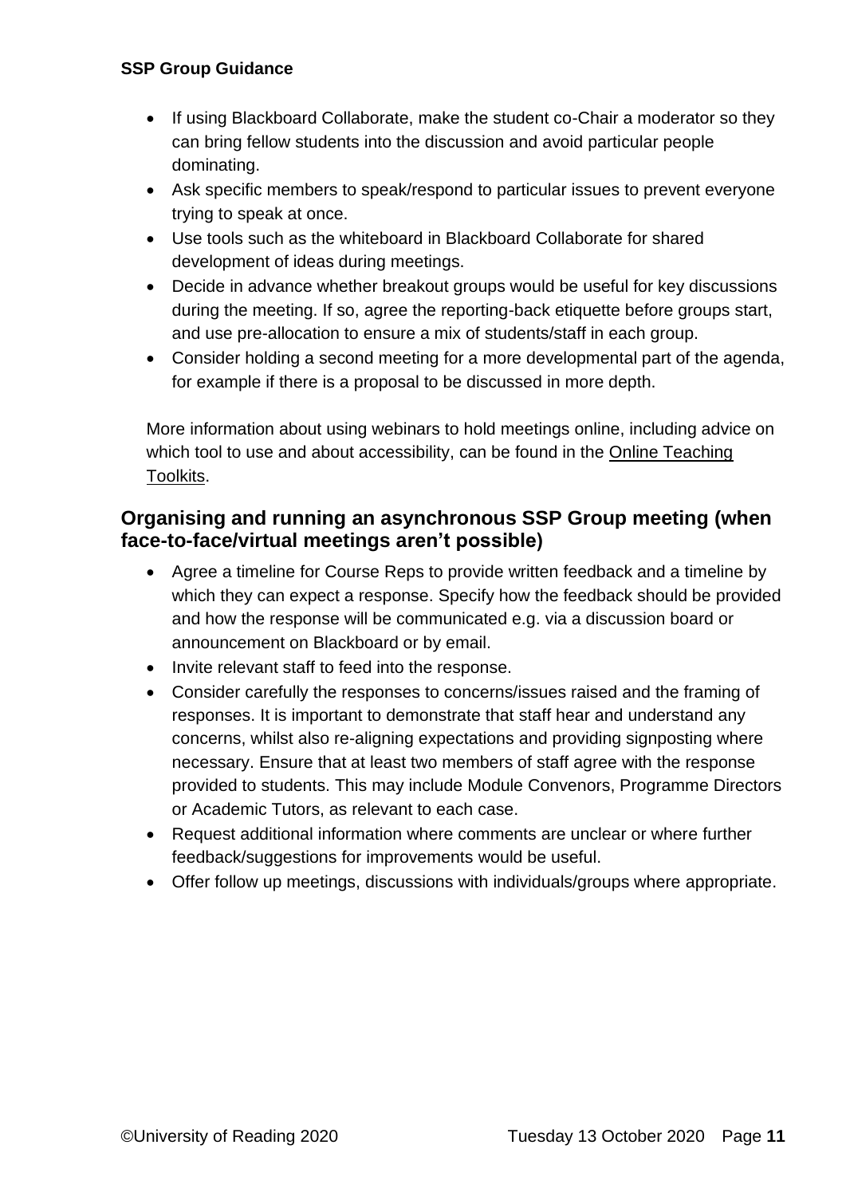- If using Blackboard Collaborate, make the student co-Chair a moderator so they can bring fellow students into the discussion and avoid particular people dominating.
- Ask specific members to speak/respond to particular issues to prevent everyone trying to speak at once.
- Use tools such as the whiteboard in Blackboard Collaborate for shared development of ideas during meetings.
- Decide in advance whether breakout groups would be useful for key discussions during the meeting. If so, agree the reporting-back etiquette before groups start, and use pre-allocation to ensure a mix of students/staff in each group.
- Consider holding a second meeting for a more developmental part of the agenda, for example if there is a proposal to be discussed in more depth.

More information about using webinars to hold meetings online, including advice on which tool to use and about accessibility, can be found in the Online Teaching Toolkits.

## Organising and running an asynchronous SSP Group meeting (when face-to-face/virtual meetings aren't possible)

- Agree a timeline for Course Reps to provide written feedback and a timeline by which they can expect a response. Specify how the feedback should be provided and how the response will be communicated e.g. via a discussion board or announcement on Blackboard or by email.
- Invite relevant staff to feed into the response.
- Consider carefully the responses to concerns/issues raised and the framing of responses. It is important to demonstrate that staff hear and understand any concerns, whilst also re-aligning expectations and providing signposting where necessary. Ensure that at least two members of staff agree with the response provided to students. This may include Module Convenors, Programme Directors or Academic Tutors, as relevant to each case.
- Request additional information where comments are unclear or where further feedback/suggestions for improvements would be useful.
- Offer follow up meetings, discussions with individuals/groups where appropriate.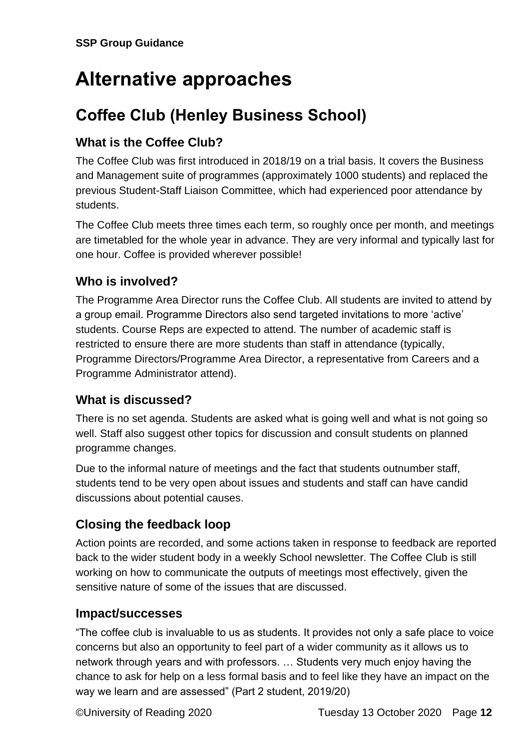# Alternative approaches

## Coffee Club (Henley Business School)

### What is the Coffee Club?

The Coffee Club was first introduced in 2018/19 on a trial basis. It covers the Business and Management suite of programmes (approximately 1000 students) and replaced the previous Student-Staff Liaison Committee, which had experienced poor attendance by students.

The Coffee Club meets three times each term, so roughly once per month, and meetings are timetabled for the whole year in advance. They are very informal and typically last for one hour. Coffee is provided wherever possible!

### Who is involved?

The Programme Area Director runs the Coffee Club. All students are invited to attend by a group email. Programme Directors also send targeted invitations to more 'active' students. Course Reps are expected to attend. The number of academic staff is restricted to ensure there are more students than staff in attendance (typically, Programme Directors/Programme Area Director, a representative from Careers and a Programme Administrator attend).

### What is discussed?

There is no set agenda. Students are asked what is going well and what is not going so well. Staff also suggest other topics for discussion and consult students on planned programme changes.

Due to the informal nature of meetings and the fact that students outnumber staff, students tend to be very open about issues and students and staff can have candid discussions about potential causes.

### Closing the feedback loop

Action points are recorded, and some actions taken in response to feedback are reported back to the wider student body in a weekly School newsletter. The Coffee Club is still working on how to communicate the outputs of meetings most effectively, given the sensitive nature of some of the issues that are discussed.

### Impact/successes

"The coffee club is invaluable to us as students. It provides not only a safe place to voice concerns but also an opportunity to feel part of a wider community as it allows us to network through years and with professors. … Students very much enjoy having the chance to ask for help on a less formal basis and to feel like they have an impact on the way we learn and are assessed" (Part 2 student, 2019/20)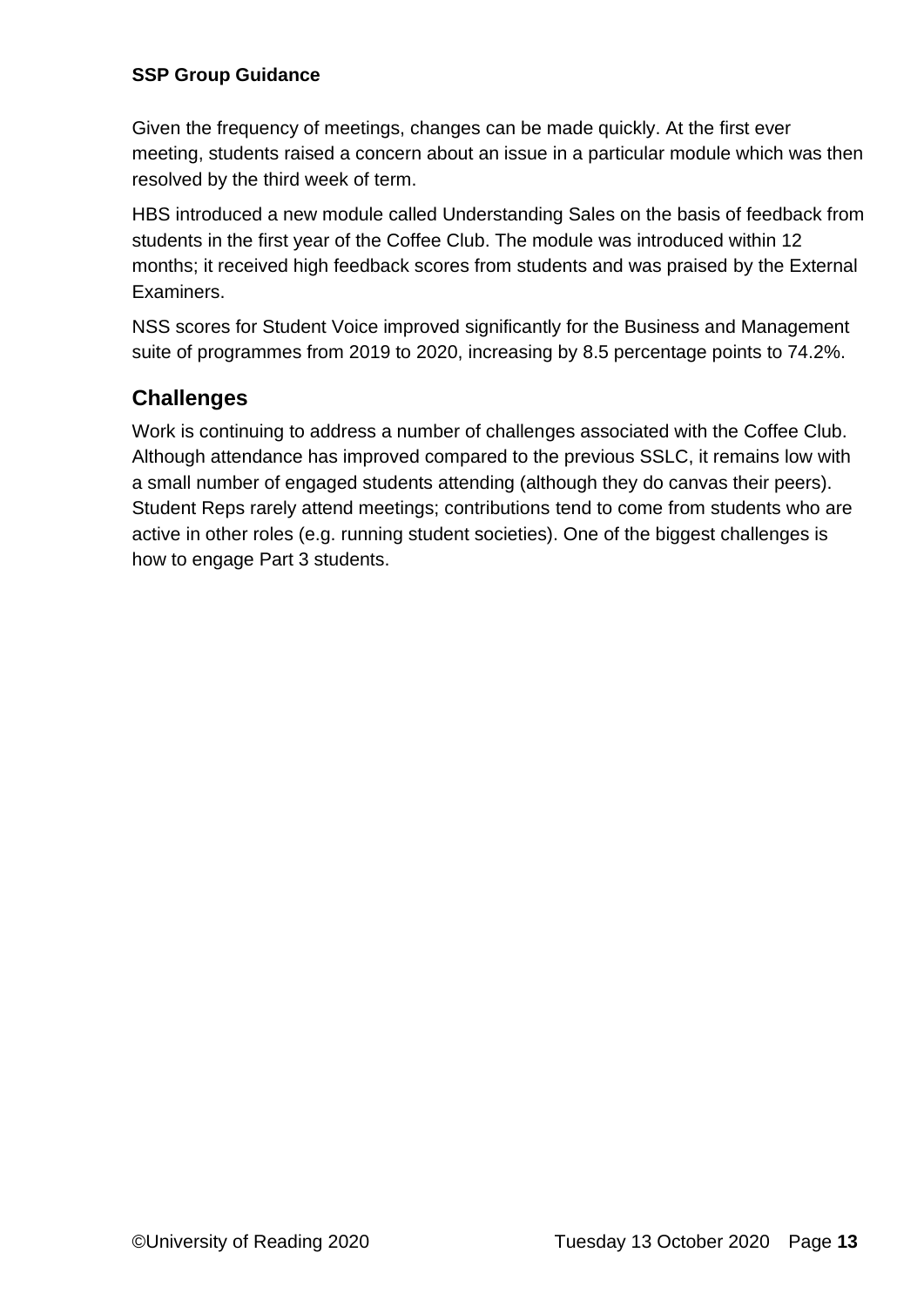Given the frequency of meetings, changes can be made quickly. At the first ever meeting, students raised a concern about an issue in a particular module which was then resolved by the third week of term.

HBS introduced a new module called Understanding Sales on the basis of feedback from students in the first year of the Coffee Club. The module was introduced within 12 months; it received high feedback scores from students and was praised by the External Examiners.

NSS scores for Student Voice improved significantly for the Business and Management suite of programmes from 2019 to 2020, increasing by 8.5 percentage points to 74.2%.

## Challenges

Work is continuing to address a number of challenges associated with the Coffee Club. Although attendance has improved compared to the previous SSLC, it remains low with a small number of engaged students attending (although they do canvas their peers). Student Reps rarely attend meetings; contributions tend to come from students who are active in other roles (e.g. running student societies). One of the biggest challenges is how to engage Part 3 students.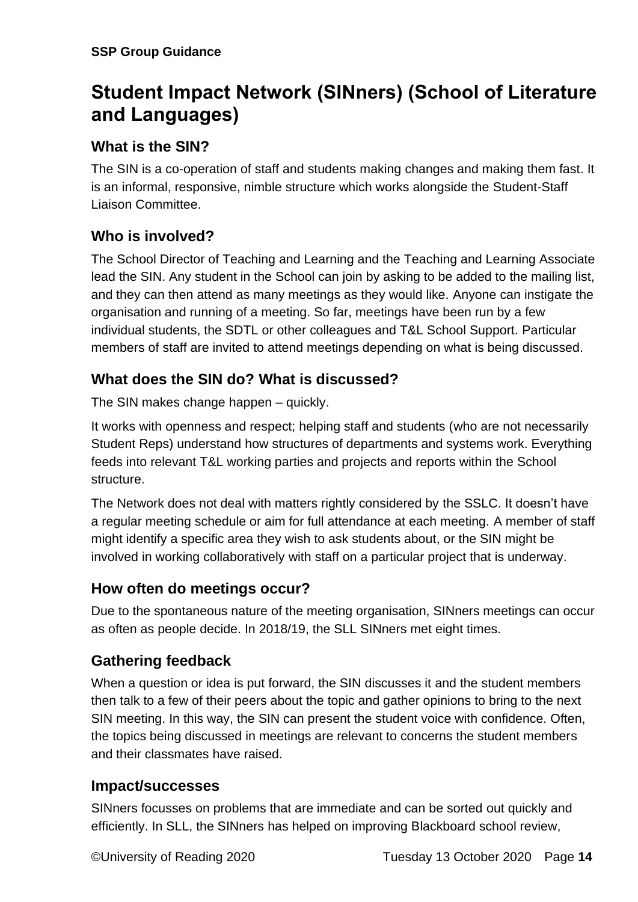## Student Impact Network (SINners) (School of Literature and Languages)

### What is the SIN?

The SIN is a co-operation of staff and students making changes and making them fast. It is an informal, responsive, nimble structure which works alongside the Student-Staff Liaison Committee.

### Who is involved?

The School Director of Teaching and Learning and the Teaching and Learning Associate lead the SIN. Any student in the School can join by asking to be added to the mailing list, and they can then attend as many meetings as they would like. Anyone can instigate the organisation and running of a meeting. So far, meetings have been run by a few individual students, the SDTL or other colleagues and T&L School Support. Particular members of staff are invited to attend meetings depending on what is being discussed.

### What does the SIN do? What is discussed?

The SIN makes change happen – quickly.

It works with openness and respect; helping staff and students (who are not necessarily Student Reps) understand how structures of departments and systems work. Everything feeds into relevant T&L working parties and projects and reports within the School structure.

The Network does not deal with matters rightly considered by the SSLC. It doesn't have a regular meeting schedule or aim for full attendance at each meeting. A member of staff might identify a specific area they wish to ask students about, or the SIN might be involved in working collaboratively with staff on a particular project that is underway.

### How often do meetings occur?

Due to the spontaneous nature of the meeting organisation, SINners meetings can occur as often as people decide. In 2018/19, the SLL SINners met eight times.

### Gathering feedback

When a question or idea is put forward, the SIN discusses it and the student members then talk to a few of their peers about the topic and gather opinions to bring to the next SIN meeting. In this way, the SIN can present the student voice with confidence. Often, the topics being discussed in meetings are relevant to concerns the student members and their classmates have raised.

### Impact/successes

SINners focusses on problems that are immediate and can be sorted out quickly and efficiently. In SLL, the SINners has helped on improving Blackboard school review,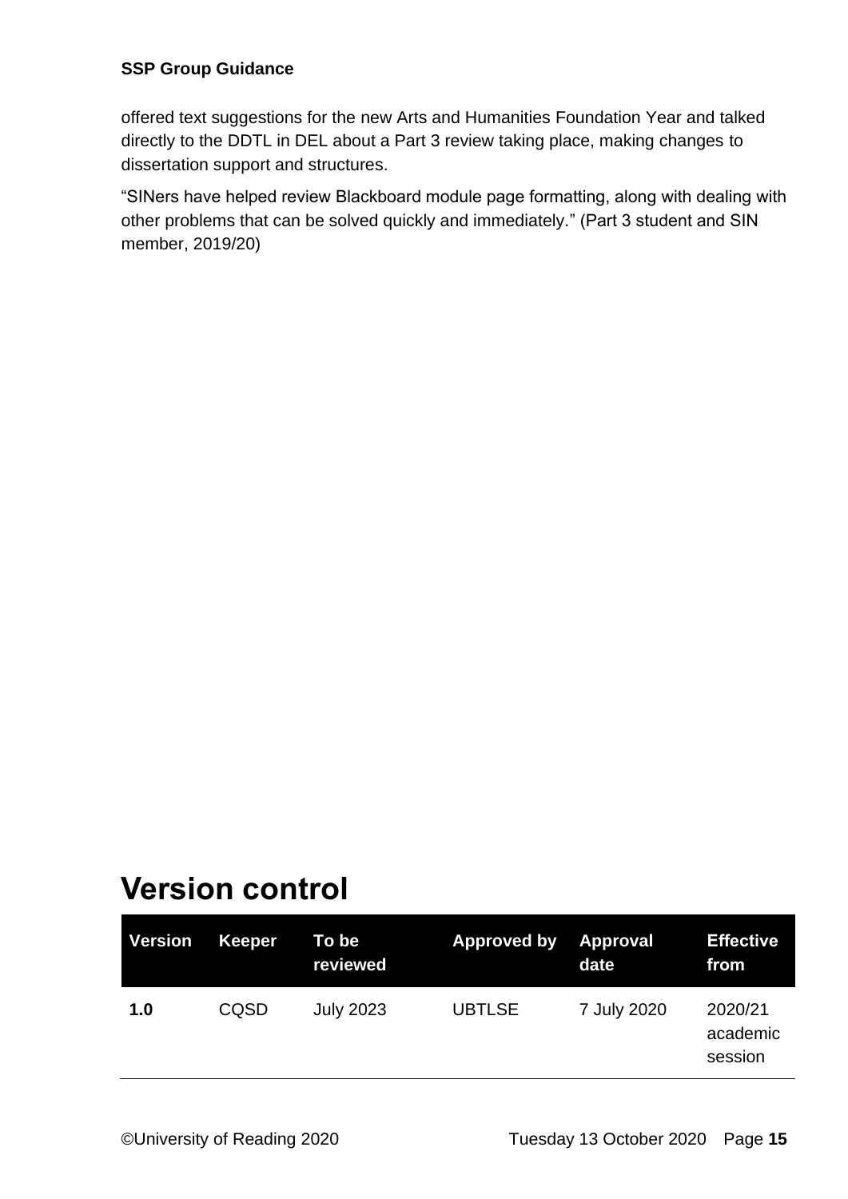offered text suggestions for the new Arts and Humanities Foundation Year and talked directly to the DDTL in DEL about a Part 3 review taking place, making changes to dissertation support and structures.

"SINers have helped review Blackboard module page formatting, along with dealing with other problems that can be solved quickly and immediately." (Part 3 student and SIN member, 2019/20)

# Version control

| Version | Keeper | To be reviewed | Approved by | Approval date | Effective from |
|---|---|---|---|---|---|
| **1.0** | CQSD | July 2023 | UBTLSE | 7 July 2020 | 2020/21 academic session |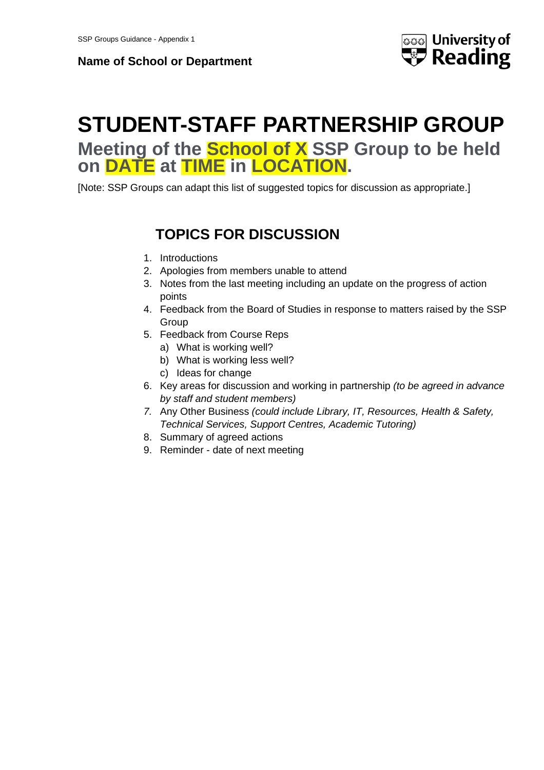**Name of School or Department**

# STUDENT-STAFF PARTNERSHIP GROUP

## Meeting of the School of X SSP Group to be held on DATE at TIME in LOCATION.

[Note: SSP Groups can adapt this list of suggested topics for discussion as appropriate.]

### TOPICS FOR DISCUSSION

1. Introductions
2. Apologies from members unable to attend
3. Notes from the last meeting including an update on the progress of action points
4. Feedback from the Board of Studies in response to matters raised by the SSP Group
5. Feedback from Course Reps
   a) What is working well?
   b) What is working less well?
   c) Ideas for change
6. Key areas for discussion and working in partnership *(to be agreed in advance by staff and student members)*
7. Any Other Business *(could include Library, IT, Resources, Health & Safety, Technical Services, Support Centres, Academic Tutoring)*
8. Summary of agreed actions
9. Reminder - date of next meeting